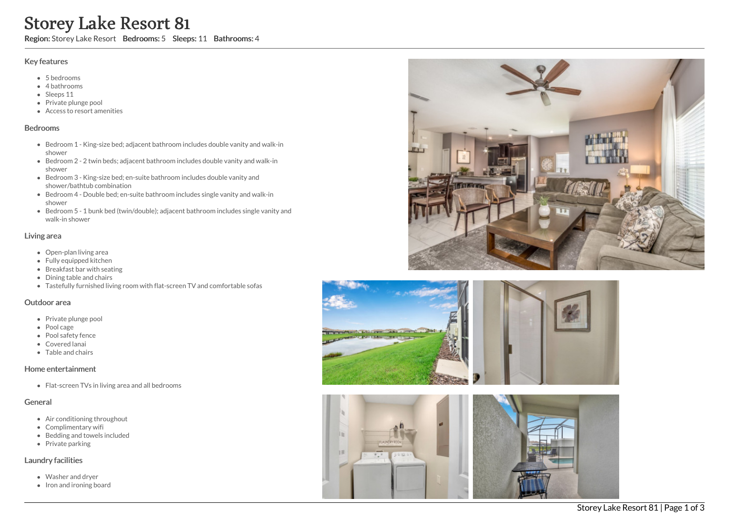# Storey Lake Resort 81

**Region:** Storey Lake Resort **Bedrooms:** 5 **Sleeps:** 11 **Bathrooms:** 4

## Key features

- 5 bedrooms
- 4 bathrooms
- Sleeps 11
- Private plunge pool
- Access to resort amenities

## Bedrooms

- Bedroom 1 - King-size bed; adjacent bathroom includes double vanity and walk-in shower
- Bedroom 2 - 2 twin beds; adjacent bathroom includes double vanity and walk-in shower
- Bedroom 3 - King-size bed; en-suite bathroom includes double vanity and shower/bathtub combination
- Bedroom 4 - Double bed; en-suite bathroom includes single vanity and walk-in shower
- Bedroom 5 - 1 bunk bed (twin/double); adjacent bathroom includes single vanity and walk-in shower

## Living area

- Open-plan living area
- Fully equipped kitchen
- Breakfast bar with seating
- Dining table and chairs
- Tastefully furnished living room with flat-screen TV and comfortable sofas

## Outdoor area

- Private plunge pool
- Pool cage
- Pool safety fence
- Covered lanai
- Table and chairs

## Home entertainment

- Flat-screen TVs in living area and all bedrooms

## General

- Air conditioning throughout
- Complimentary wifi
- Bedding and towels included
- Private parking

## Laundry facilities

- Washer and dryer
- Iron and ironing board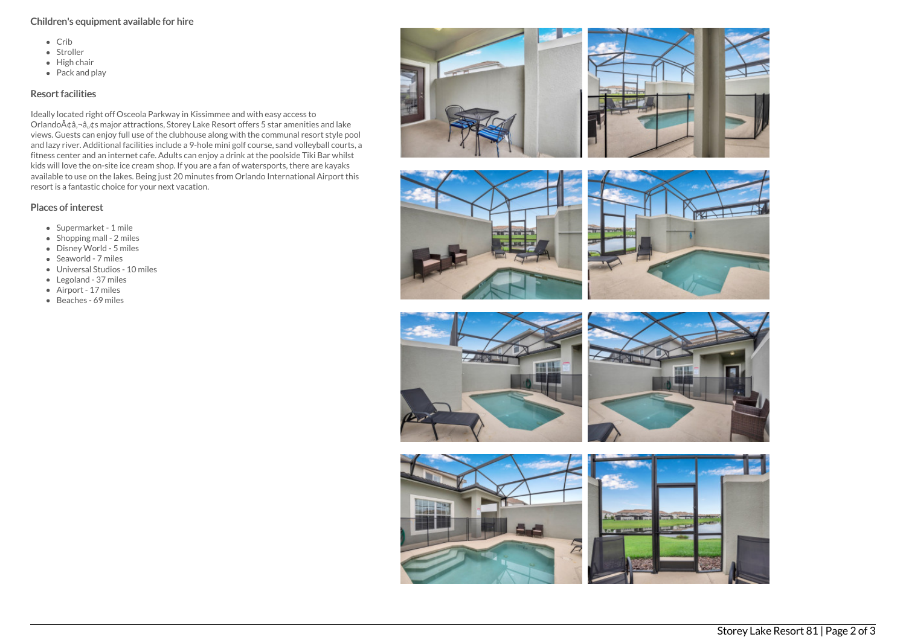## Children's equipment available for hire

- Crib
- Stroller
- High chair
- Pack and play

## Resort facilities

Ideally located right off Osceola Parkway in Kissimmee and with easy access to OrlandoÃ¢â‚¬â„¢s major attractions, Storey Lake Resort offers 5 star amenities and lake views. Guests can enjoy full use of the clubhouse along with the communal resort style pool and lazy river. Additional facilities include a 9-hole mini golf course, sand volleyball courts, a fitness center and an internet cafe. Adults can enjoy a drink at the poolside Tiki Bar whilst kids will love the on-site ice cream shop. If you are a fan of watersports, there are kayaks available to use on the lakes. Being just 20 minutes from Orlando International Airport this resort is a fantastic choice for your next vacation.

## Places of interest

- Supermarket - 1 mile
- Shopping mall - 2 miles
- Disney World - 5 miles
- Seaworld - 7 miles
- Universal Studios - 10 miles
- Legoland - 37 miles
- Airport - 17 miles
- Beaches - 69 miles